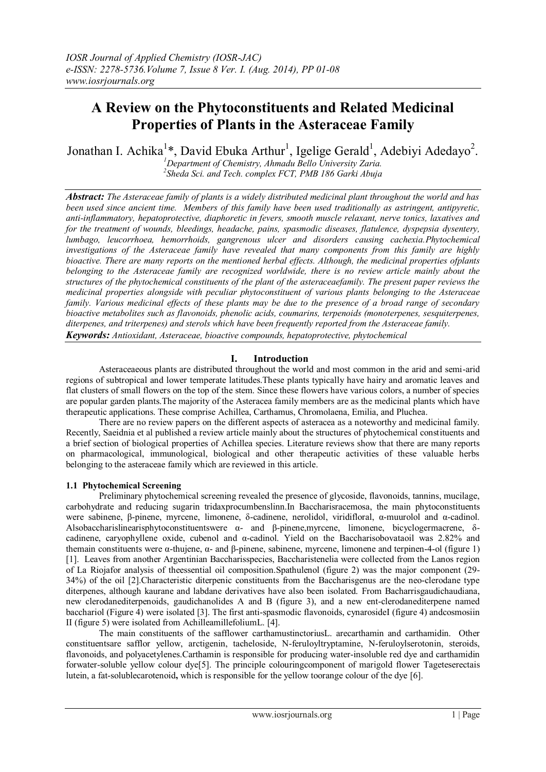# A Review on the Phytoconstituents and Related Medicinal Properties of Plants in the Asteraceae Family

Jonathan I. Achika[1]*, David Ebuka Arthur[1], Igelige Gerald[1], Adebiyi Adedayo[2].

[1]*Department of Chemistry, Ahmadu Bello University Zaria.*
[2]*Sheda Sci. and Tech. complex FCT, PMB 186 Garki Abuja*

***Abstract:*** *The Asteraceae family of plants is a widely distributed medicinal plant throughout the world and has been used since ancient time. Members of this family have been used traditionally as astringent, antipyretic, anti-inflammatory, hepatoprotective, diaphoretic in fevers, smooth muscle relaxant, nerve tonics, laxatives and for the treatment of wounds, bleedings, headache, pains, spasmodic diseases, flatulence, dyspepsia dysentery, lumbago, leucorrhoea, hemorrhoids, gangrenous ulcer and disorders causing cachexia.Phytochemical investigations of the Asteraceae family have revealed that many components from this family are highly bioactive. There are many reports on the mentioned herbal effects. Although, the medicinal properties ofplants belonging to the Asteraceae family are recognized worldwide, there is no review article mainly about the structures of the phytochemical constituents of the plant of the asteraceaefamily. The present paper reviews the medicinal properties alongside with peculiar phytoconstituent of various plants belonging to the Asteraceae family. Various medicinal effects of these plants may be due to the presence of a broad range of secondary bioactive metabolites such as flavonoids, phenolic acids, coumarins, terpenoids (monoterpenes, sesquiterpenes, diterpenes, and triterpenes) and sterols which have been frequently reported from the Asteraceae family.*

***Keywords:*** *Antioxidant, Asteraceae, bioactive compounds, hepatoprotective, phytochemical*

## I. Introduction

Asteraceaeous plants are distributed throughout the world and most common in the arid and semi-arid regions of subtropical and lower temperate latitudes.These plants typically have hairy and aromatic leaves and flat clusters of small flowers on the top of the stem. Since these flowers have various colors, a number of species are popular garden plants.The majority of the Asteracea family members are as the medicinal plants which have therapeutic applications. These comprise Achillea, Carthamus, Chromolaena, Emilia, and Pluchea.

There are no review papers on the different aspects of asteracea as a noteworthy and medicinal family. Recently, Saeidnia et al published a review article mainly about the structures of phytochemical constituents and a brief section of biological properties of Achillea species. Literature reviews show that there are many reports on pharmacological, immunological, biological and other therapeutic activities of these valuable herbs belonging to the asteraceae family which are reviewed in this article.

### 1.1 Phytochemical Screening

Preliminary phytochemical screening revealed the presence of glycoside, flavonoids, tannins, mucilage, carbohydrate and reducing sugarin tridaxprocumbenslinn.In Baccharisracemosa, the main phytoconstituents were sabinene, β-pinene, myrcene, limonene, δ-cadinene, nerolidol, viridifloral, α-muurolol and α-cadinol. Alsobaccharislinearisphytoconstituentswere α- and β-pinene,myrcene, limonene, bicyclogermacrene, δ-cadinene, caryophyllene oxide, cubenol and α-cadinol. Yield on the Baccharisobovataoil was 2.82% and themain constituents were α-thujene, α- and β-pinene, sabinene, myrcene, limonene and terpinen-4-ol (figure 1) [1]. Leaves from another Argentinian Baccharisspecies, Baccharistenelia were collected from the Lanos region of La Riojafor analysis of theessential oil composition.Spathulenol (figure 2) was the major component (29-34%) of the oil [2].Characteristic diterpenic constituents from the Baccharisgenus are the neo-clerodane type diterpenes, although kaurane and labdane derivatives have also been isolated. From Bacharrisgaudichaudiana, new clerodanediterpenoids, gaudichanolides A and B (figure 3), and a new ent-clerodanediterpene named bacchariol (Figure 4) were isolated [3]. The first anti-spasmodic flavonoids, cynarosideI (figure 4) andcosmosiin II (figure 5) were isolated from AchilleamillefoliumL. [4].

The main constituents of the safflower carthamustinctoriusL. arecarthamin and carthamidin. Other constituentsare safflor yellow, arctigenin, tacheloside, N-feruloyltryptamine, N-feruloylserotonin, steroids, flavonoids, and polyacetylenes.Carthamin is responsible for producing water-insoluble red dye and carthamidin forwater-soluble yellow colour dye[5]. The principle colouringcomponent of marigold flower Tageteserectais lutein, a fat-solublecarotenoid**,** which is responsible for the yellow toorange colour of the dye [6].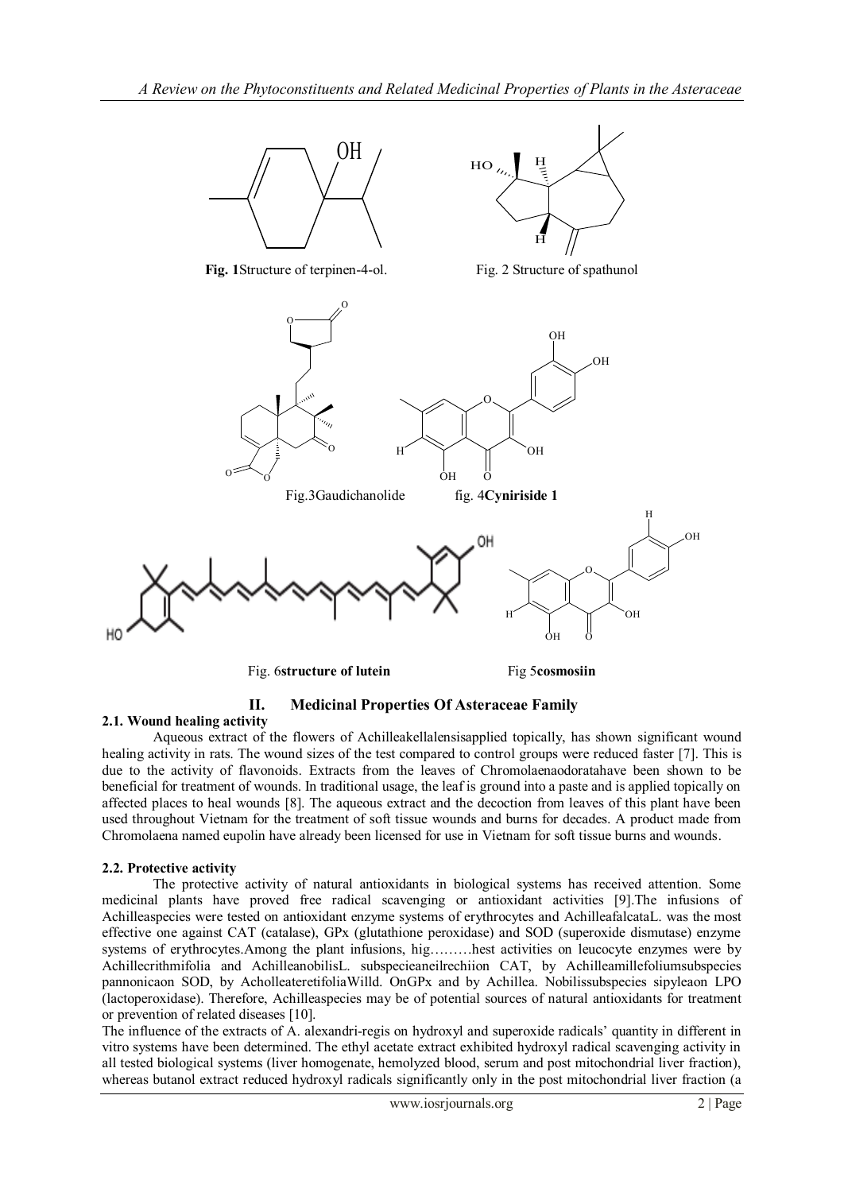**Fig. 1**Structure of terpinen-4-ol.

Fig. 2 Structure of spathunol

Fig.3Gaudichanolide

fig. 4**Cyniriside 1**

Fig. 6**structure of lutein**

Fig 5**cosmosiin**

## II. Medicinal Properties Of Asteraceae Family

### 2.1. Wound healing activity

Aqueous extract of the flowers of Achilleakellalensisapplied topically, has shown significant wound healing activity in rats. The wound sizes of the test compared to control groups were reduced faster [7]. This is due to the activity of flavonoids. Extracts from the leaves of Chromolaenaodoratahave been shown to be beneficial for treatment of wounds. In traditional usage, the leaf is ground into a paste and is applied topically on affected places to heal wounds [8]. The aqueous extract and the decoction from leaves of this plant have been used throughout Vietnam for the treatment of soft tissue wounds and burns for decades. A product made from Chromolaena named eupolin have already been licensed for use in Vietnam for soft tissue burns and wounds.

### 2.2. Protective activity

The protective activity of natural antioxidants in biological systems has received attention. Some medicinal plants have proved free radical scavenging or antioxidant activities [9].The infusions of Achilleaspecies were tested on antioxidant enzyme systems of erythrocytes and AchilleafalcataL. was the most effective one against CAT (catalase), GPx (glutathione peroxidase) and SOD (superoxide dismutase) enzyme systems of erythrocytes.Among the plant infusions, hig………hest activities on leucocyte enzymes were by Achillecrithmifolia and AchilleanobilisL. subspecieaneilrechiion CAT, by Achilleamillefoliumsubspecies pannonicaon SOD, by AcholleateretifoliaWilld. OnGPx and by Achillea. Nobilissubspecies sipyleaon LPO (lactoperoxidase). Therefore, Achilleaspecies may be of potential sources of natural antioxidants for treatment or prevention of related diseases [10].

The influence of the extracts of A. alexandri-regis on hydroxyl and superoxide radicals' quantity in different in vitro systems have been determined. The ethyl acetate extract exhibited hydroxyl radical scavenging activity in all tested biological systems (liver homogenate, hemolyzed blood, serum and post mitochondrial liver fraction), whereas butanol extract reduced hydroxyl radicals significantly only in the post mitochondrial liver fraction (a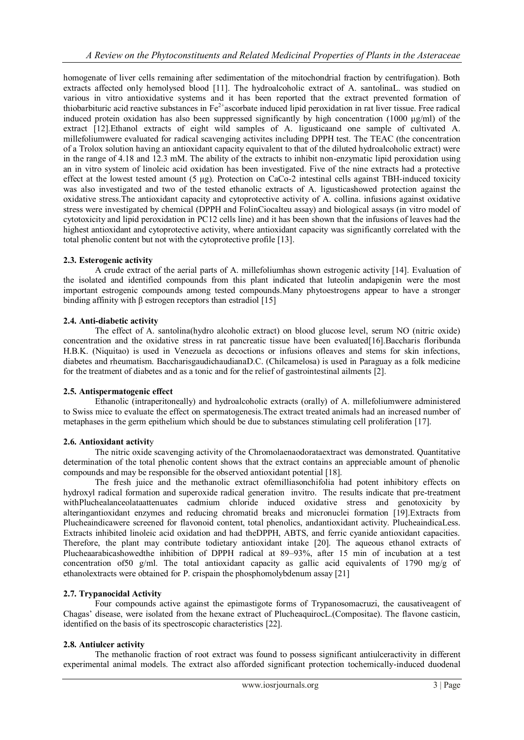homogenate of liver cells remaining after sedimentation of the mitochondrial fraction by centrifugation). Both extracts affected only hemolysed blood [11]. The hydroalcoholic extract of A. santolinaL. was studied on various in vitro antioxidative systems and it has been reported that the extract prevented formation of thiobarbituric acid reactive substances in $Fe^{2+}$ascorbate induced lipid peroxidation in rat liver tissue. Free radical induced protein oxidation has also been suppressed significantly by high concentration (1000 μg/ml) of the extract [12].Ethanol extracts of eight wild samples of A. ligusticaand one sample of cultivated A. millefoliumwere evaluated for radical scavenging activites including DPPH test. The TEAC (the concentration of a Trolox solution having an antioxidant capacity equivalent to that of the diluted hydroalcoholic extract) were in the range of 4.18 and 12.3 mM. The ability of the extracts to inhibit non-enzymatic lipid peroxidation using an in vitro system of linoleic acid oxidation has been investigated. Five of the nine extracts had a protective effect at the lowest tested amount (5 μg). Protection on CaCo-2 intestinal cells against TBH-induced toxicity was also investigated and two of the tested ethanolic extracts of A. ligusticashowed protection against the oxidative stress.The antioxidant capacity and cytoprotective activity of A. collina. infusions against oxidative stress were investigated by chemical (DPPH and FolinCiocalteu assay) and biological assays (in vitro model of cytotoxicity and lipid peroxidation in PC12 cells line) and it has been shown that the infusions of leaves had the highest antioxidant and cytoprotective activity, where antioxidant capacity was significantly correlated with the total phenolic content but not with the cytoprotective profile [13].

### 2.3. Esterogenic activity

A crude extract of the aerial parts of A. millefoliumhas shown estrogenic activity [14]. Evaluation of the isolated and identified compounds from this plant indicated that luteolin andapigenin were the most important estrogenic compounds among tested compounds.Many phytoestrogens appear to have a stronger binding affinity with β estrogen receptors than estradiol [15]

### 2.4. Anti-diabetic activity

The effect of A. santolina(hydro alcoholic extract) on blood glucose level, serum NO (nitric oxide) concentration and the oxidative stress in rat pancreatic tissue have been evaluated[16].Baccharis floribunda H.B.K. (Niquitao) is used in Venezuela as decoctions or infusions ofleaves and stems for skin infections, diabetes and rheumatism. BaccharisgaudichaudianaD.C. (Chilcamelosa) is used in Paraguay as a folk medicine for the treatment of diabetes and as a tonic and for the relief of gastrointestinal ailments [2].

### 2.5. Antispermatogenic effect

Ethanolic (intraperitoneally) and hydroalcoholic extracts (orally) of A. millefoliumwere administered to Swiss mice to evaluate the effect on spermatogenesis.The extract treated animals had an increased number of metaphases in the germ epithelium which should be due to substances stimulating cell proliferation [17].

### 2.6. Antioxidant activity

The nitric oxide scavenging activity of the Chromolaenaodorataextract was demonstrated. Quantitative determination of the total phenolic content shows that the extract contains an appreciable amount of phenolic compounds and may be responsible for the observed antioxidant potential [18].

The fresh juice and the methanolic extract ofemilliasonchifolia had potent inhibitory effects on hydroxyl radical formation and superoxide radical generation invitro. The results indicate that pre-treatment withPluchealanceolataattenuates cadmium chloride induced oxidative stress and genotoxicity by alteringantioxidant enzymes and reducing chromatid breaks and micronuclei formation [19].Extracts from Plucheaindicawere screened for flavonoid content, total phenolics, andantioxidant activity. PlucheaindicaLess. Extracts inhibited linoleic acid oxidation and had theDPPH, ABTS, and ferric cyanide antioxidant capacities. Therefore, the plant may contribute todietary antioxidant intake [20]. The aqueous ethanol extracts of Plucheaarabicashowedthe inhibition of DPPH radical at 89–93%, after 15 min of incubation at a test concentration of50 g/ml. The total antioxidant capacity as gallic acid equivalents of 1790 mg/g of ethanolextracts were obtained for P. crispain the phosphomolybdenum assay [21]

### 2.7. Trypanocidal Activity

Four compounds active against the epimastigote forms of Trypanosomacruzi, the causativeagent of Chagas' disease, were isolated from the hexane extract of PlucheaquirocL.(Compositae). The flavone casticin, identified on the basis of its spectroscopic characteristics [22].

### 2.8. Antiulcer activity

The methanolic fraction of root extract was found to possess significant antiulceractivity in different experimental animal models. The extract also afforded significant protection tochemically-induced duodenal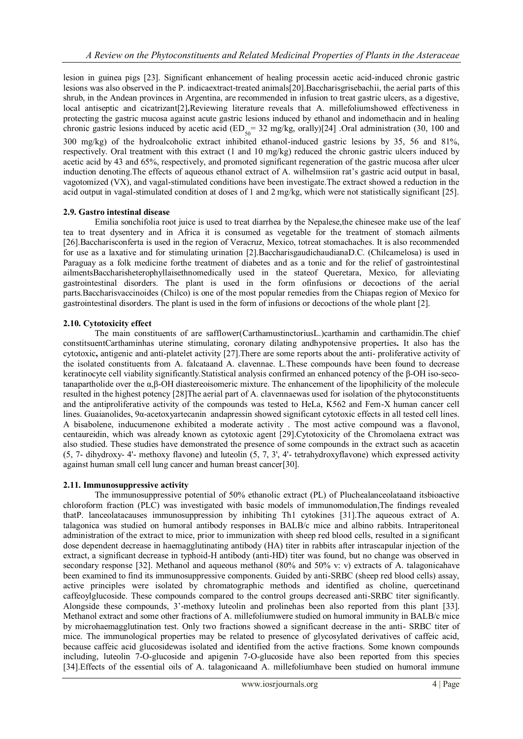lesion in guinea pigs [23]. Significant enhancement of healing processin acetic acid-induced chronic gastric lesions was also observed in the P. indicaextract-treated animals[20].Baccharisgrisebachii, the aerial parts of this shrub, in the Andean provinces in Argentina, are recommended in infusion to treat gastric ulcers, as a digestive, local antiseptic and cicatrizant[2]**.**Reviewing literature reveals that A. millefoliumshowed effectiveness in protecting the gastric mucosa against acute gastric lesions induced by ethanol and indomethacin and in healing chronic gastric lesions induced by acetic acid ($ED_{50}$= 32 mg/kg, orally)[24] .Oral administration (30, 100 and 300 mg/kg) of the hydroalcoholic extract inhibited ethanol-induced gastric lesions by 35, 56 and 81%, respectively. Oral treatment with this extract (1 and 10 mg/kg) reduced the chronic gastric ulcers induced by acetic acid by 43 and 65%, respectively, and promoted significant regeneration of the gastric mucosa after ulcer induction denoting.The effects of aqueous ethanol extract of A. wilhelmsiion rat's gastric acid output in basal, vagotomized (VX), and vagal-stimulated conditions have been investigate.The extract showed a reduction in the acid output in vagal-stimulated condition at doses of 1 and 2 mg/kg, which were not statistically significant [25].

### 2.9. Gastro intestinal disease

Emilia sonchifolia root juice is used to treat diarrhea by the Nepalese,the chinesee make use of the leaf tea to treat dysentery and in Africa it is consumed as vegetable for the treatment of stomach ailments [26].Baccharisconferta is used in the region of Veracruz, Mexico, totreat stomachaches. It is also recommended for use as a laxative and for stimulating urination [2].BaccharisgaudichaudianaD.C. (Chilcamelosa) is used in Paraguay as a folk medicine forthe treatment of diabetes and as a tonic and for the relief of gastrointestinal ailmentsBaccharisheterophyllaisethnomedically used in the stateof Queretara, Mexico, for alleviating gastrointestinal disorders. The plant is used in the form ofinfusions or decoctions of the aerial parts.Baccharisvaccinoides (Chilco) is one of the most popular remedies from the Chiapas region of Mexico for gastrointestinal disorders. The plant is used in the form of infusions or decoctions of the whole plant [2].

### 2.10. Cytotoxicity effect

The main constituents of are safflower(CarthamustinctoriusL.)carthamin and carthamidin.The chief constitsuentCarthaminhas uterine stimulating, coronary dilating andhypotensive properties**.** It also has the cytotoxic**,** antigenic and anti-platelet activity [27].There are some reports about the anti- proliferative activity of the isolated constituents from A. falcataand A. clavennae. L.These compounds have been found to decrease keratinocyte cell viability significantly.Statistical analysis confirmed an enhanced potency of the β-OH iso-seco-tanapartholide over the α,β-OH diastereoisomeric mixture. The enhancement of the lipophilicity of the molecule resulted in the highest potency [28]The aerial part of A. clavennaewas used for isolation of the phytoconstituents and the antiproliferative activity of the compounds was tested to HeLa, K562 and Fem-X human cancer cell lines. Guaianolides, 9α-acetoxyartecanin andapressin showed significant cytotoxic effects in all tested cell lines. A bisabolene, inducumenone exhibited a moderate activity . The most active compound was a flavonol, centaureidin, which was already known as cytotoxic agent [29].Cytotoxicity of the Chromolaena extract was also studied. These studies have demonstrated the presence of some compounds in the extract such as acacetin (5, 7- dihydroxy- 4'- methoxy flavone) and luteolin (5, 7, 3', 4'- tetrahydroxyflavone) which expressed activity against human small cell lung cancer and human breast cancer[30].

### 2.11. Immunosuppressive activity

The immunosuppressive potential of 50% ethanolic extract (PL) of Pluchealanceolataand itsbioactive chloroform fraction (PLC) was investigated with basic models of immunomodulation,The findings revealed thatP. lanceolatacauses immunosuppression by inhibiting Th1 cytokines [31].The aqueous extract of A. talagonica was studied on humoral antibody responses in BALB/c mice and albino rabbits. Intraperitoneal administration of the extract to mice, prior to immunization with sheep red blood cells, resulted in a significant dose dependent decrease in haemagglutinating antibody (HA) titer in rabbits after intrascapular injection of the extract, a significant decrease in typhoid-H antibody (anti-HD) titer was found, but no change was observed in secondary response [32]. Methanol and aqueous methanol (80% and 50% v: v) extracts of A. talagonicahave been examined to find its immunosuppressive components. Guided by anti-SRBC (sheep red blood cells) assay, active principles were isolated by chromatographic methods and identified as choline, quercetinand caffeoylglucoside. These compounds compared to the control groups decreased anti-SRBC titer significantly. Alongside these compounds, 3'-methoxy luteolin and prolinehas been also reported from this plant [33]. Methanol extract and some other fractions of A. millefoliumwere studied on humoral immunity in BALB/c mice by microhaemagglutination test. Only two fractions showed a significant decrease in the anti- SRBC titer of mice. The immunological properties may be related to presence of glycosylated derivatives of caffeic acid, because caffeic acid glucosidewas isolated and identified from the active fractions. Some known compounds including, luteolin 7-O-glucoside and apigenin 7-O-glucoside have also been reported from this species [34].Effects of the essential oils of A. talagonicaand A. millefoliumhave been studied on humoral immune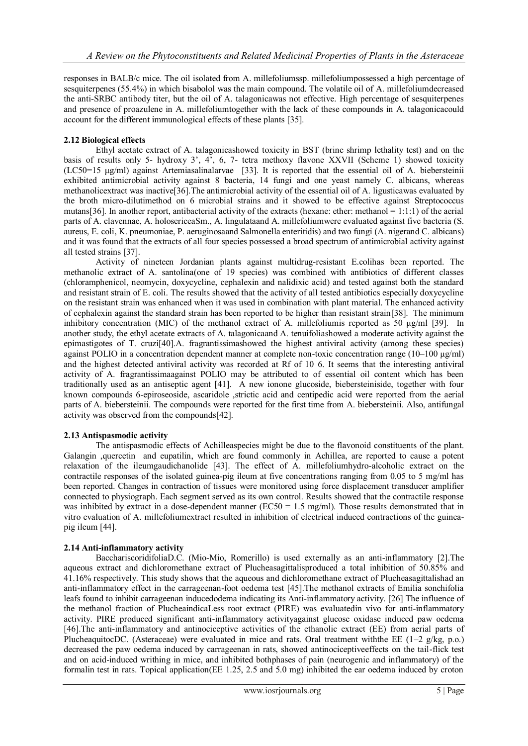responses in BALB/c mice. The oil isolated from A. millefoliumssp. millefoliumpossessed a high percentage of sesquiterpenes (55.4%) in which bisabolol was the main compound. The volatile oil of A. millefoliumdecreased the anti-SRBC antibody titer, but the oil of A. talagonicawas not effective. High percentage of sesquiterpenes and presence of proazulene in A. millefoliumtogether with the lack of these compounds in A. talagonicacould account for the different immunological effects of these plants [35].

### 2.12 Biological effects

Ethyl acetate extract of A. talagonicashowed toxicity in BST (brine shrimp lethality test) and on the basis of results only 5- hydroxy 3', 4', 6, 7- tetra methoxy flavone XXVII (Scheme 1) showed toxicity (LC50=15 µg/ml) against Artemiasalinalarvae [33]. It is reported that the essential oil of A. biebersteinii exhibited antimicrobial activity against 8 bacteria, 14 fungi and one yeast namely C. albicans, whereas methanolicextract was inactive[36].The antimicrobial activity of the essential oil of A. ligusticawas evaluated by the broth micro-dilutimethod on 6 microbial strains and it showed to be effective against Streptococcus mutans[36]. In another report, antibacterial activity of the extracts (hexane: ether: methanol = 1:1:1) of the aerial parts of A. clavennae, A. holosericeaSm., A. lingulataand A. millefoliumwere evaluated against five bacteria (S. aureus, E. coli, K. pneumoniae, P. aeruginosaand Salmonella enteritidis) and two fungi (A. nigerand C. albicans) and it was found that the extracts of all four species possessed a broad spectrum of antimicrobial activity against all tested strains [37].

Activity of nineteen Jordanian plants against multidrug-resistant E.colihas been reported. The methanolic extract of A. santolina(one of 19 species) was combined with antibiotics of different classes (chloramphenicol, neomycin, doxycycline, cephalexin and nalidixic acid) and tested against both the standard and resistant strain of E. coli. The results showed that the activity of all tested antibiotics especially doxycycline on the resistant strain was enhanced when it was used in combination with plant material. The enhanced activity of cephalexin against the standard strain has been reported to be higher than resistant strain[38]. The minimum inhibitory concentration (MIC) of the methanol extract of A. millefoliumis reported as 50 µg/ml [39]. In another study, the ethyl acetate extracts of A. talagonicaand A. tenuifoliashowed a moderate activity against the epimastigotes of T. cruzi[40].A. fragrantissimashowed the highest antiviral activity (among these species) against POLIO in a concentration dependent manner at complete non-toxic concentration range (10–100 µg/ml) and the highest detected antiviral activity was recorded at Rf of 10 6. It seems that the interesting antiviral activity of A. fragrantissimaagainst POLIO may be attributed to of essential oil content which has been traditionally used as an antiseptic agent [41]. A new ionone glucoside, biebersteiniside, together with four known compounds 6-epiroseoside, ascaridole ,strictic acid and centipedic acid were reported from the aerial parts of A. biebersteinii. The compounds were reported for the first time from A. biebersteinii. Also, antifungal activity was observed from the compounds[42].

### 2.13 Antispasmodic activity

The antispasmodic effects of Achilleaspecies might be due to the flavonoid constituents of the plant. Galangin ,quercetin and eupatilin, which are found commonly in Achillea, are reported to cause a potent relaxation of the ileumgaudichanolide [43]. The effect of A. millefoliumhydro-alcoholic extract on the contractile responses of the isolated guinea-pig ileum at five concentrations ranging from 0.05 to 5 mg/ml has been reported. Changes in contraction of tissues were monitored using force displacement transducer amplifier connected to physiograph. Each segment served as its own control. Results showed that the contractile response was inhibited by extract in a dose-dependent manner (EC50 = 1.5 mg/ml). Those results demonstrated that in vitro evaluation of A. millefoliumextract resulted in inhibition of electrical induced contractions of the guinea-pig ileum [44].

### 2.14 Anti-inflammatory activity

BacchariscoridifoliaD.C. (Mio-Mio, Romerillo) is used externally as an anti-inflammatory [2].The aqueous extract and dichloromethane extract of Plucheasagittalisproduced a total inhibition of 50.85% and 41.16% respectively. This study shows that the aqueous and dichloromethane extract of Plucheasagittalishad an anti-inflammatory effect in the carrageenan-foot oedema test [45].The methanol extracts of Emilia sonchifolia leafs found to inhibit carrageenan inducedodema indicating its Anti-inflammatory activity. [26] The influence of the methanol fraction of PlucheaindicaLess root extract (PIRE) was evaluatedin vivo for anti-inflammatory activity. PIRE produced significant anti-inflammatory activityagainst glucose oxidase induced paw oedema [46].The anti-inflammatory and antinociceptive activities of the ethanolic extract (EE) from aerial parts of PlucheaquitocDC. (Asteraceae) were evaluated in mice and rats. Oral treatment withthe EE (1–2 g/kg, p.o.) decreased the paw oedema induced by carrageenan in rats, showed antinociceptiveeffects on the tail-flick test and on acid-induced writhing in mice, and inhibited bothphases of pain (neurogenic and inflammatory) of the formalin test in rats. Topical application(EE 1.25, 2.5 and 5.0 mg) inhibited the ear oedema induced by croton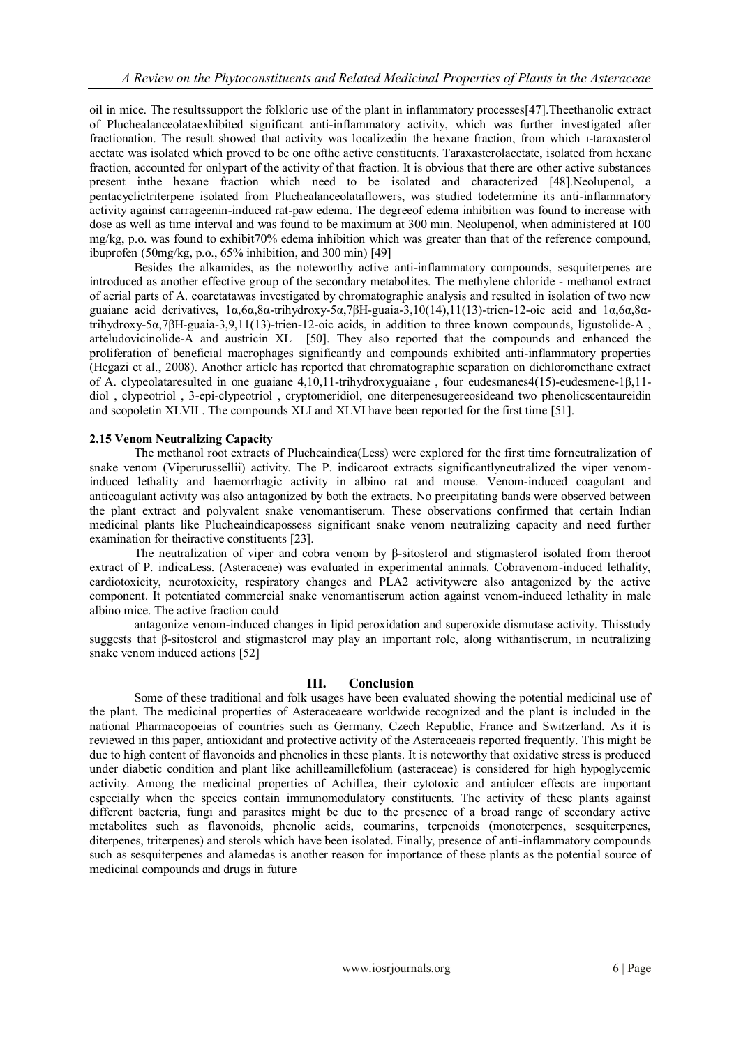oil in mice. The resultssupport the folkloric use of the plant in inflammatory processes[47].Theethanolic extract of Pluchealanceolataexhibited significant anti-inflammatory activity, which was further investigated after fractionation. The result showed that activity was localizedin the hexane fraction, from which ı-taraxasterol acetate was isolated which proved to be one ofthe active constituents. Taraxasterolacetate, isolated from hexane fraction, accounted for onlypart of the activity of that fraction. It is obvious that there are other active substances present inthe hexane fraction which need to be isolated and characterized [48].Neolupenol, a pentacyclictriterpene isolated from Pluchealanceolataflowers, was studied todetermine its anti-inflammatory activity against carrageenin-induced rat-paw edema. The degreeof edema inhibition was found to increase with dose as well as time interval and was found to be maximum at 300 min. Neolupenol, when administered at 100 mg/kg, p.o. was found to exhibit70% edema inhibition which was greater than that of the reference compound, ibuprofen (50mg/kg, p.o., 65% inhibition, and 300 min) [49]

Besides the alkamides, as the noteworthy active anti-inflammatory compounds, sesquiterpenes are introduced as another effective group of the secondary metabolites. The methylene chloride - methanol extract of aerial parts of A. coarctatawas investigated by chromatographic analysis and resulted in isolation of two new guaiane acid derivatives, 1α,6α,8α-trihydroxy-5α,7βH-guaia-3,10(14),11(13)-trien-12-oic acid and 1α,6α,8α-trihydroxy-5α,7βH-guaia-3,9,11(13)-trien-12-oic acids, in addition to three known compounds, ligustolide-A , arteludovicinolide-A and austricin XL [50]. They also reported that the compounds and enhanced the proliferation of beneficial macrophages significantly and compounds exhibited anti-inflammatory properties (Hegazi et al., 2008). Another article has reported that chromatographic separation on dichloromethane extract of A. clypeolataresulted in one guaiane 4,10,11-trihydroxyguaiane , four eudesmanes4(15)-eudesmene-1β,11-diol , clypeotriol , 3-epi-clypeotriol , cryptomeridiol, one diterpenesugereosideand two phenolicscentaureidin and scopoletin XLVII . The compounds XLI and XLVI have been reported for the first time [51].

### 2.15 Venom Neutralizing Capacity

The methanol root extracts of Plucheaindica(Less) were explored for the first time forneutralization of snake venom (Viperurussellii) activity. The P. indicaroot extracts significantlyneutralized the viper venom-induced lethality and haemorrhagic activity in albino rat and mouse. Venom-induced coagulant and anticoagulant activity was also antagonized by both the extracts. No precipitating bands were observed between the plant extract and polyvalent snake venomantiserum. These observations confirmed that certain Indian medicinal plants like Plucheaindicapossess significant snake venom neutralizing capacity and need further examination for theiractive constituents [23].

The neutralization of viper and cobra venom by β-sitosterol and stigmasterol isolated from theroot extract of P. indicaLess. (Asteraceae) was evaluated in experimental animals. Cobravenom-induced lethality, cardiotoxicity, neurotoxicity, respiratory changes and PLA2 activitywere also antagonized by the active component. It potentiated commercial snake venomantiserum action against venom-induced lethality in male albino mice. The active fraction could

antagonize venom-induced changes in lipid peroxidation and superoxide dismutase activity. Thisstudy suggests that β-sitosterol and stigmasterol may play an important role, along withantiserum, in neutralizing snake venom induced actions [52]

## III. Conclusion

Some of these traditional and folk usages have been evaluated showing the potential medicinal use of the plant. The medicinal properties of Asteraceaeare worldwide recognized and the plant is included in the national Pharmacopoeias of countries such as Germany, Czech Republic, France and Switzerland. As it is reviewed in this paper, antioxidant and protective activity of the Asteraceaeis reported frequently. This might be due to high content of flavonoids and phenolics in these plants. It is noteworthy that oxidative stress is produced under diabetic condition and plant like achilleamillefolium (asteraceae) is considered for high hypoglycemic activity. Among the medicinal properties of Achillea, their cytotoxic and antiulcer effects are important especially when the species contain immunomodulatory constituents. The activity of these plants against different bacteria, fungi and parasites might be due to the presence of a broad range of secondary active metabolites such as flavonoids, phenolic acids, coumarins, terpenoids (monoterpenes, sesquiterpenes, diterpenes, triterpenes) and sterols which have been isolated. Finally, presence of anti-inflammatory compounds such as sesquiterpenes and alamedas is another reason for importance of these plants as the potential source of medicinal compounds and drugs in future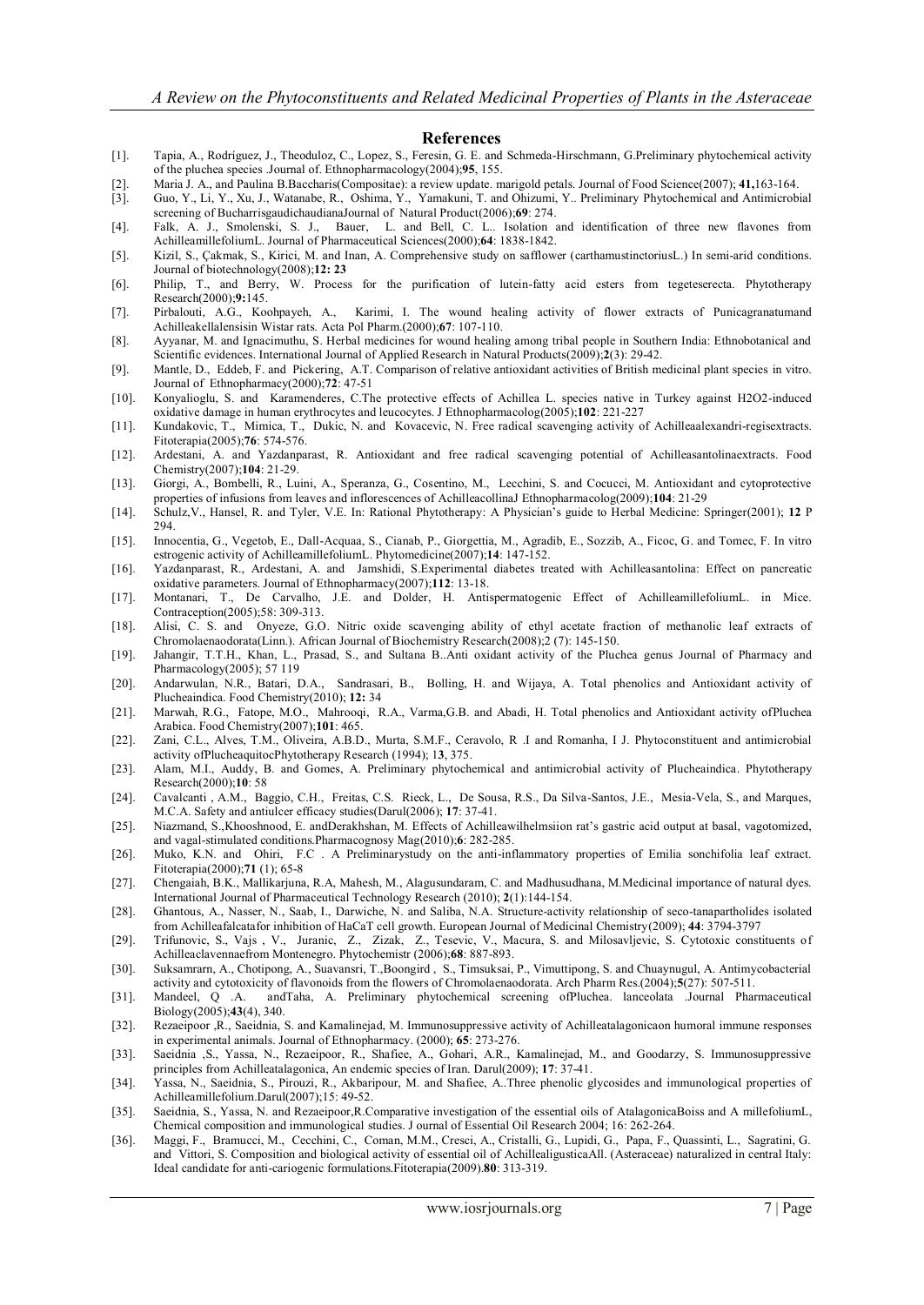## References

[1]. Tapia, A., Rodríguez, J., Theoduloz, C., Lopez, S., Feresin, G. E. and Schmeda-Hirschmann, G.Preliminary phytochemical activity of the pluchea species .Journal of. Ethnopharmacology(2004);**95**, 155.

[2]. Maria J. A., and Paulina B.Baccharis(Compositae): a review update. marigold petals. Journal of Food Science(2007); **41,**163-164.

[3]. Guo, Y., Li, Y., Xu, J., Watanabe, R., Oshima, Y., Yamakuni, T. and Ohizumi, Y.. Preliminary Phytochemical and Antimicrobial screening of BucharrisgaudichaudianaJournal of Natural Product(2006);**69**: 274.

[4]. Falk, A. J., Smolenski, S. J., Bauer, L. and Bell, C. L.. Isolation and identification of three new flavones from AchilleamillefoliumL. Journal of Pharmaceutical Sciences(2000);**64**: 1838-1842.

[5]. Kizil, S., Çakmak, S., Kirici, M. and Inan, A. Comprehensive study on safflower (carthamustinctoriusL.) In semi-arid conditions. Journal of biotechnology(2008);**12: 23**

[6]. Philip, T., and Berry, W. Process for the purification of lutein-fatty acid esters from tegeteserecta. Phytotherapy Research(2000);**9:**145.

[7]. Pirbalouti, A.G., Koohpayeh, A., Karimi, I. The wound healing activity of flower extracts of Punicagranatumand Achilleakellalensisin Wistar rats. Acta Pol Pharm.(2000);**67**: 107-110.

[8]. Ayyanar, M. and Ignacimuthu, S. Herbal medicines for wound healing among tribal people in Southern India: Ethnobotanical and Scientific evidences. International Journal of Applied Research in Natural Products(2009);**2**(3): 29-42.

[9]. Mantle, D., Eddeb, F. and Pickering, A.T. Comparison of relative antioxidant activities of British medicinal plant species in vitro. Journal of Ethnopharmacy(2000);**72**: 47-51

[10]. Konyalioglu, S. and Karamenderes, C.The protective effects of Achillea L. species native in Turkey against H2O2-induced oxidative damage in human erythrocytes and leucocytes. J Ethnopharmacolog(2005);**102**: 221-227

[11]. Kundakovic, T., Mimica, T., Dukic, N. and Kovacevic, N. Free radical scavenging activity of Achilleaalexandri-regisextracts. Fitoterapia(2005);**76**: 574-576.

[12]. Ardestani, A. and Yazdanparast, R. Antioxidant and free radical scavenging potential of Achilleasantolinaextracts. Food Chemistry(2007);**104**: 21-29.

[13]. Giorgi, A., Bombelli, R., Luini, A., Speranza, G., Cosentino, M., Lecchini, S. and Cocucci, M. Antioxidant and cytoprotective properties of infusions from leaves and inflorescences of AchilleacollinaJ Ethnopharmacolog(2009);**104**: 21-29

[14]. Schulz,V., Hansel, R. and Tyler, V.E. In: Rational Phytotherapy: A Physician's guide to Herbal Medicine: Springer(2001); **12** P 294.

[15]. Innocentia, G., Vegetob, E., Dall-Acquaa, S., Cianab, P., Giorgettia, M., Agradib, E., Sozzib, A., Ficoc, G. and Tomec, F. In vitro estrogenic activity of AchilleamillefoliumL. Phytomedicine(2007);**14**: 147-152.

[16]. Yazdanparast, R., Ardestani, A. and Jamshidi, S.Experimental diabetes treated with Achilleasantolina: Effect on pancreatic oxidative parameters. Journal of Ethnopharmacy(2007);**112**: 13-18.

[17]. Montanari, T., De Carvalho, J.E. and Dolder, H. Antispermatogenic Effect of AchilleamillefoliumL. in Mice. Contraception(2005);58: 309-313.

[18]. Alisi, C. S. and Onyeze, G.O. Nitric oxide scavenging ability of ethyl acetate fraction of methanolic leaf extracts of Chromolaenaodorata(Linn.). African Journal of Biochemistry Research(2008);2 (7): 145-150.

[19]. Jahangir, T.T.H., Khan, L., Prasad, S., and Sultana B..Anti oxidant activity of the Pluchea genus Journal of Pharmacy and Pharmacology(2005); 57 119

[20]. Andarwulan, N.R., Batari, D.A., Sandrasari, B., Bolling, H. and Wijaya, A. Total phenolics and Antioxidant activity of Plucheaindica. Food Chemistry(2010); **12:** 34

[21]. Marwah, R.G., Fatope, M.O., Mahrooqi, R.A., Varma,G.B. and Abadi, H. Total phenolics and Antioxidant activity ofPluchea Arabica. Food Chemistry(2007);**101**: 465.

[22]. Zani, C.L., Alves, T.M., Oliveira, A.B.D., Murta, S.M.F., Ceravolo, R .I and Romanha, I J. Phytoconstituent and antimicrobial activity ofPlucheaquitocPhytotherapy Research (1994); 1**3**, 375.

[23]. Alam, M.I., Auddy, B. and Gomes, A. Preliminary phytochemical and antimicrobial activity of Plucheaindica. Phytotherapy Research(2000);**10**: 58

[24]. Cavalcanti , A.M., Baggio, C.H., Freitas, C.S. Rieck, L., De Sousa, R.S., Da Silva-Santos, J.E., Mesia-Vela, S., and Marques, M.C.A. Safety and antiulcer efficacy studies(Darul(2006); **17**: 37-41.

[25]. Niazmand, S.,Khooshnood, E. andDerakhshan, M. Effects of Achilleawilhelmsiion rat's gastric acid output at basal, vagotomized, and vagal-stimulated conditions.Pharmacognosy Mag(2010);**6**: 282-285.

[26]. Muko, K.N. and Ohiri, F.C . A Preliminarystudy on the anti-inflammatory properties of Emilia sonchifolia leaf extract. Fitoterapia(2000);**71** (1); 65-8

[27]. Chengaiah, B.K., Mallikarjuna, R.A, Mahesh, M., Alagusundaram, C. and Madhusudhana, M.Medicinal importance of natural dyes. International Journal of Pharmaceutical Technology Research (2010); **2**(1):144-154.

[28]. Ghantous, A., Nasser, N., Saab, I., Darwiche, N. and Saliba, N.A. Structure-activity relationship of seco-tanapartholides isolated from Achilleafalcatafor inhibition of HaCaT cell growth. European Journal of Medicinal Chemistry(2009); **44**: 3794-3797

[29]. Trifunovic, S., Vajs , V., Juranic, Z., Zizak, Z., Tesevic, V., Macura, S. and Milosavljevic, S. Cytotoxic constituents of Achilleaclavennaefrom Montenegro. Phytochemistr (2006);**68**: 887-893.

[30]. Suksamrarn, A., Chotipong, A., Suavansri, T.,Boongird , S., Timsuksai, P., Vimuttipong, S. and Chuaynugul, A. Antimycobacterial activity and cytotoxicity of flavonoids from the flowers of Chromolaenaodorata. Arch Pharm Res.(2004);**5**(27): 507-511.

[31]. Mandeel, Q .A. andTaha, A. Preliminary phytochemical screening ofPluchea. lanceolata .Journal Pharmaceutical Biology(2005);**43**(4), 340.

[32]. Rezaeipoor ,R., Saeidnia, S. and Kamalinejad, M. Immunosuppressive activity of Achilleatalagonicaon humoral immune responses in experimental animals. Journal of Ethnopharmacy. (2000); **65**: 273-276.

[33]. Saeidnia ,S., Yassa, N., Rezaeipoor, R., Shafiee, A., Gohari, A.R., Kamalinejad, M., and Goodarzy, S. Immunosuppressive principles from Achilleatalagonica, An endemic species of Iran. Darul(2009); **17**: 37-41.

[34]. Yassa, N., Saeidnia, S., Pirouzi, R., Akbaripour, M. and Shafiee, A..Three phenolic glycosides and immunological properties of Achilleamillefolium.Darul(2007);15: 49-52.

[35]. Saeidnia, S., Yassa, N. and Rezaeipoor,R.Comparative investigation of the essential oils of AtalagonicaBoiss and A millefoliumL, Chemical composition and immunological studies. J ournal of Essential Oil Research 2004; 16: 262-264.

[36]. Maggi, F., Bramucci, M., Cecchini, C., Coman, M.M., Cresci, A., Cristalli, G., Lupidi, G., Papa, F., Quassinti, L., Sagratini, G. and Vittori, S. Composition and biological activity of essential oil of AchilleaigusticaAll. (Asteraceae) naturalized in central Italy: Ideal candidate for anti-cariogenic formulations.Fitoterapia(2009).**80**: 313-319.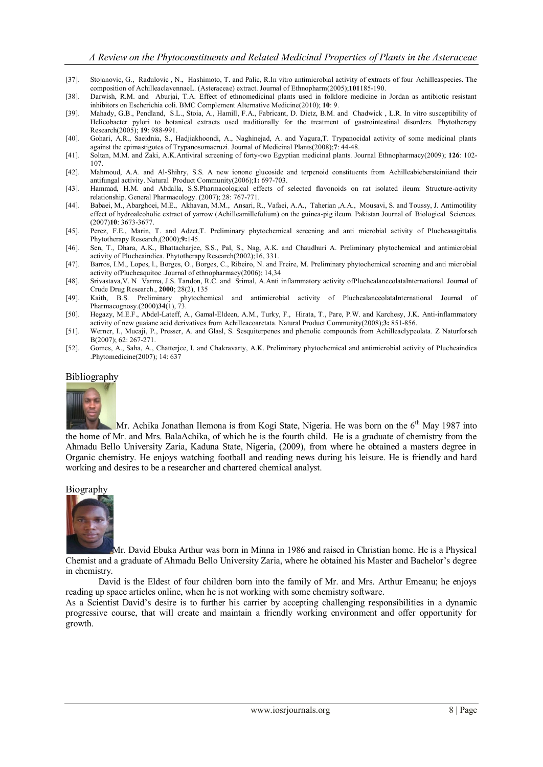[37]. Stojanovic, G., Radulovic , N., Hashimoto, T. and Palic, R.In vitro antimicrobial activity of extracts of four Achilleaspecies. The composition of AchilleaclavennaeL. (Asteraceae) extract. Journal of Ethnopharm(2005);**101**185-190.

[38]. Darwish, R.M. and Aburjai, T.A. Effect of ethnomedicinal plants used in folklore medicine in Jordan as antibiotic resistant inhibitors on Escherichia coli. BMC Complement Alternative Medicine(2010); **10**: 9.

[39]. Mahady, G.B., Pendland, S.L., Stoia, A., Hamill, F.A., Fabricant, D. Dietz, B.M. and Chadwick , L.R. In vitro susceptibility of Helicobacter pylori to botanical extracts used traditionally for the treatment of gastrointestinal disorders. Phytotherapy Research(2005); **19**: 988-991.

[40]. Gohari, A.R., Saeidnia, S., Hadjiakhoondi, A., Naghinejad, A. and Yagura,T. Trypanocidal activity of some medicinal plants against the epimastigotes of Trypanosomacruzi. Journal of Medicinal Plants(2008);**7**: 44-48.

[41]. Soltan, M.M. and Zaki, A.K.Antiviral screening of forty-two Egyptian medicinal plants. Journal Ethnopharmacy(2009); **126**: 102-107.

[42]. Mahmoud, A.A. and Al-Shihry, S.S. A new ionone glucoside and terpenoid constituents from Achilleabiebersteiniiand their antifungal activity. Natural Product Community(2006);**1:** 697-703.

[43]. Hammad, H.M. and Abdalla, S.S.Pharmacological effects of selected flavonoids on rat isolated ileum: Structure-activity relationship. General Pharmacology. (2007); 28: 767-771.

[44]. Babaei, M., Abarghoei, M.E., Akhavan, M.M., Ansari, R., Vafaei, A.A., Taherian ,A.A., Mousavi, S. and Toussy, J. Antimotility effect of hydroalcoholic extract of yarrow (Achilleamillefolium) on the guinea-pig ileum. Pakistan Journal of Biological Sciences. (2007)**10**: 3673-3677.

[45]. Perez, F.E., Marin, T. and Adzet,T. Preliminary phytochemical screening and anti microbial activity of Plucheasagittalis Phytotherapy Research,(2000);**9:**145.

[46]. Sen, T., Dhara, A.K., Bhattacharjee, S.S., Pal, S., Nag, A.K. and Chaudhuri A. Preliminary phytochemical and antimicrobial activity of Plucheaindica. Phytotherapy Research(2002);16, 331.

[47]. Barros, I.M., Lopes, l., Borges, O., Borges, C., Ribeiro, N. and Freire, M. Preliminary phytochemical screening and anti microbial activity ofPlucheaquitoc .Journal of ethnopharmacy(2006); 14,34

[48]. Srivastava,V. N Varma, J.S. Tandon, R.C. and Srimal, A.Anti inflammatory activity ofPluchealanceolataInternational. Journal of Crude Drug Research., **2000**; 28(2), 135

[49]. Kaith, B.S. Preliminary phytochemical and antimicrobial activity of PluchealanceolataInternational Journal of Pharmacognosy.(2000)**34**(1), 73.

[50]. Hegazy, M.E.F., Abdel-Lateff, A., Gamal-Eldeen, A.M., Turky, F., Hirata, T., Pare, P.W. and Karchesy, J.K. Anti-inflammatory activity of new guaiane acid derivatives from Achilleacoarctata. Natural Product Community(2008);**3:** 851-856.

[51]. Werner, I., Mucaji, P., Presser, A. and Glasl, S. Sesquiterpenes and phenolic compounds from Achilleaclypeolata. Z Naturforsch B(2007); 62: 267-271.

[52]. Gomes, A., Saha, A., Chatterjee, I. and Chakravarty, A.K. Preliminary phytochemical and antimicrobial activity of Plucheaindica .Phytomedicine(2007); 14: 637

## Bibliography

Mr. Achika Jonathan Ilemona is from Kogi State, Nigeria. He was born on the 6th May 1987 into the home of Mr. and Mrs. BalaAchika, of which he is the fourth child. He is a graduate of chemistry from the Ahmadu Bello University Zaria, Kaduna State, Nigeria, (2009), from where he obtained a masters degree in Organic chemistry. He enjoys watching football and reading news during his leisure. He is friendly and hard working and desires to be a researcher and chartered chemical analyst.

## Biography

Mr. David Ebuka Arthur was born in Minna in 1986 and raised in Christian home. He is a Physical Chemist and a graduate of Ahmadu Bello University Zaria, where he obtained his Master and Bachelor's degree in chemistry.

David is the Eldest of four children born into the family of Mr. and Mrs. Arthur Emeanu; he enjoys reading up space articles online, when he is not working with some chemistry software.

As a Scientist David's desire is to further his carrier by accepting challenging responsibilities in a dynamic progressive course, that will create and maintain a friendly working environment and offer opportunity for growth.